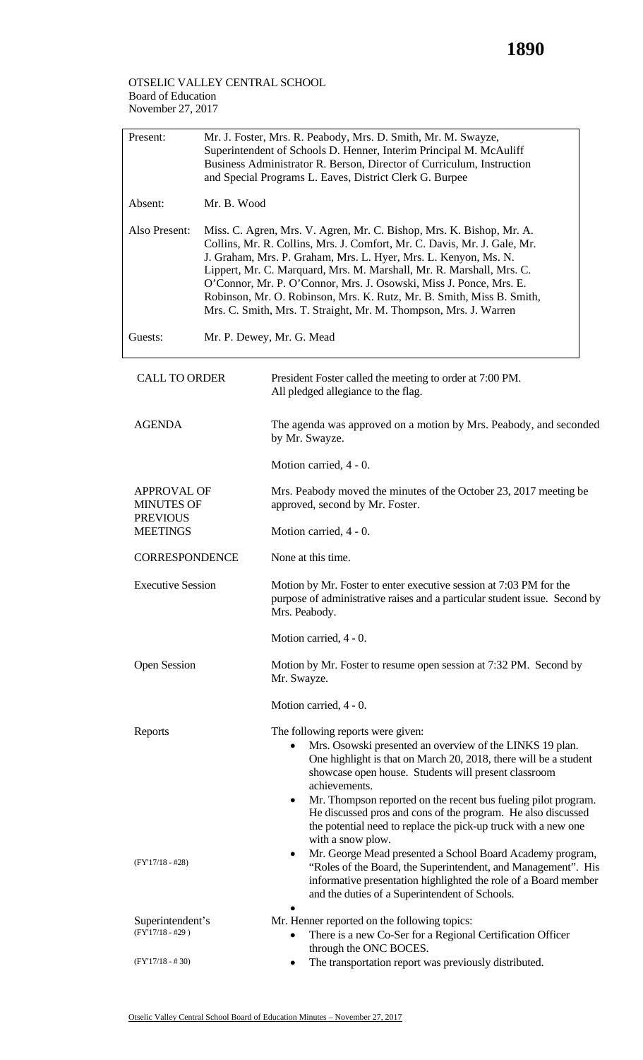OTSELIC VALLEY CENTRAL SCHOOL
Board of Education
November 27, 2017

| | |
|---|---|
| Present: | Mr. J. Foster, Mrs. R. Peabody, Mrs. D. Smith, Mr. M. Swayze, Superintendent of Schools D. Henner, Interim Principal M. McAuliff Business Administrator R. Berson, Director of Curriculum, Instruction and Special Programs L. Eaves, District Clerk G. Burpee |
| Absent: | Mr. B. Wood |
| Also Present: | Miss. C. Agren, Mrs. V. Agren, Mr. C. Bishop, Mrs. K. Bishop, Mr. A. Collins, Mr. R. Collins, Mrs. J. Comfort, Mr. C. Davis, Mr. J. Gale, Mr. J. Graham, Mrs. P. Graham, Mrs. L. Hyer, Mrs. L. Kenyon, Ms. N. Lippert, Mr. C. Marquard, Mrs. M. Marshall, Mr. R. Marshall, Mrs. C. O'Connor, Mr. P. O'Connor, Mrs. J. Osowski, Miss J. Ponce, Mrs. E. Robinson, Mr. O. Robinson, Mrs. K. Rutz, Mr. B. Smith, Miss B. Smith, Mrs. C. Smith, Mrs. T. Straight, Mr. M. Thompson, Mrs. J. Warren |
| Guests: | Mr. P. Dewey, Mr. G. Mead |

**CALL TO ORDER**

President Foster called the meeting to order at 7:00 PM.
All pledged allegiance to the flag.

**AGENDA**

The agenda was approved on a motion by Mrs. Peabody, and seconded by Mr. Swayze.

Motion carried, 4 - 0.

**APPROVAL OF MINUTES OF PREVIOUS MEETINGS**

Mrs. Peabody moved the minutes of the October 23, 2017 meeting be approved, second by Mr. Foster.

Motion carried, 4 - 0.

**CORRESPONDENCE**

None at this time.

**Executive Session**

Motion by Mr. Foster to enter executive session at 7:03 PM for the purpose of administrative raises and a particular student issue. Second by Mrs. Peabody.

Motion carried, 4 - 0.

**Open Session**

Motion by Mr. Foster to resume open session at 7:32 PM. Second by Mr. Swayze.

Motion carried, 4 - 0.

**Reports**

The following reports were given:

- Mrs. Osowski presented an overview of the LINKS 19 plan. One highlight is that on March 20, 2018, there will be a student showcase open house. Students will present classroom achievements.
- Mr. Thompson reported on the recent bus fueling pilot program. He discussed pros and cons of the program. He also discussed the potential need to replace the pick-up truck with a new one with a snow plow.
- (FY'17/18 - #28) Mr. George Mead presented a School Board Academy program, "Roles of the Board, the Superintendent, and Management". His informative presentation highlighted the role of a Board member and the duties of a Superintendent of Schools.
-

**Superintendent's**

Mr. Henner reported on the following topics:

- (FY'17/18 - #29) There is a new Co-Ser for a Regional Certification Officer through the ONC BOCES.
- (FY'17/18 - # 30) The transportation report was previously distributed.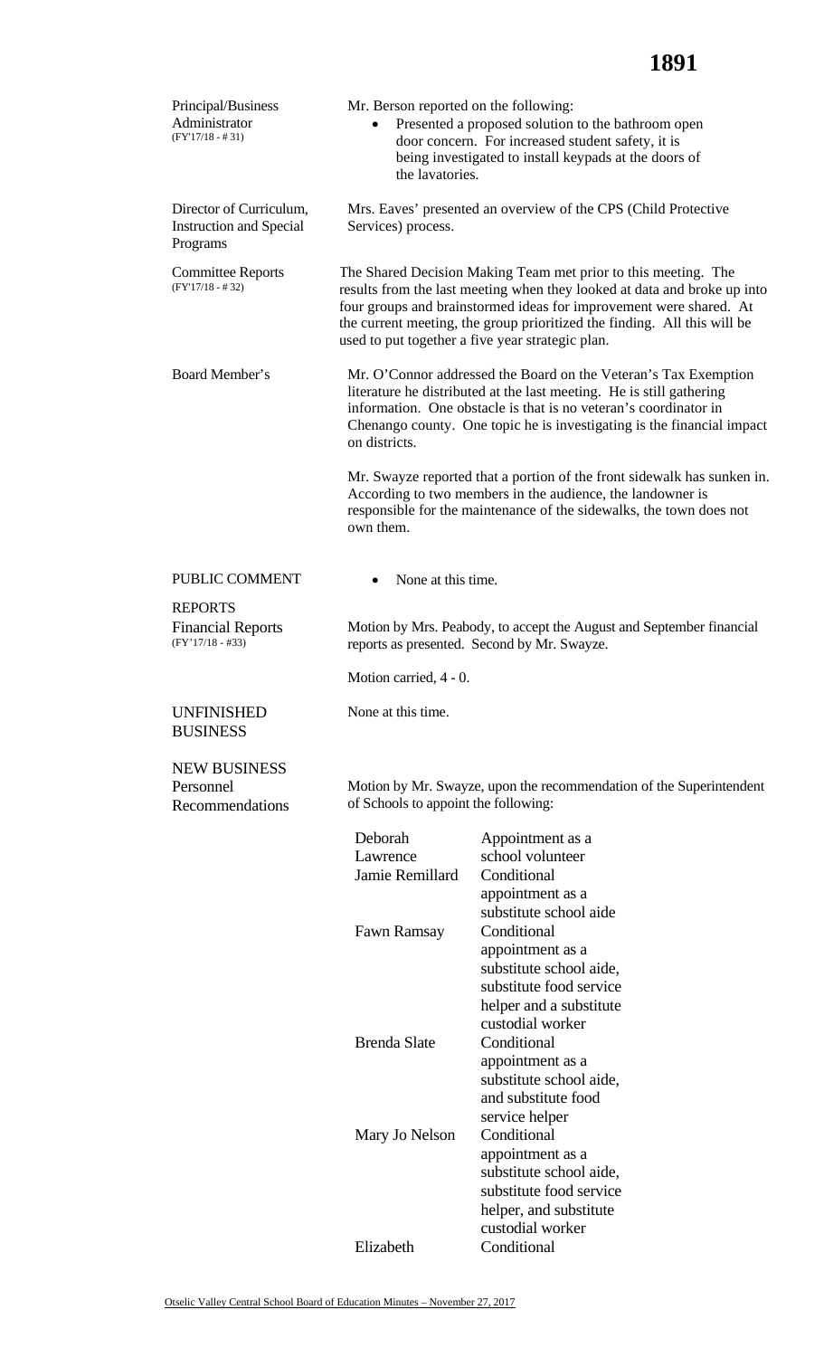**Principal/Business Administrator** (FY'17/18 - # 31)

Mr. Berson reported on the following:

- Presented a proposed solution to the bathroom open door concern. For increased student safety, it is being investigated to install keypads at the doors of the lavatories.

**Director of Curriculum, Instruction and Special Programs**

Mrs. Eaves' presented an overview of the CPS (Child Protective Services) process.

**Committee Reports** (FY'17/18 - # 32)

The Shared Decision Making Team met prior to this meeting. The results from the last meeting when they looked at data and broke up into four groups and brainstormed ideas for improvement were shared. At the current meeting, the group prioritized the finding. All this will be used to put together a five year strategic plan.

**Board Member's**

Mr. O'Connor addressed the Board on the Veteran's Tax Exemption literature he distributed at the last meeting. He is still gathering information. One obstacle is that is no veteran's coordinator in Chenango county. One topic he is investigating is the financial impact on districts.

Mr. Swayze reported that a portion of the front sidewalk has sunken in. According to two members in the audience, the landowner is responsible for the maintenance of the sidewalks, the town does not own them.

## PUBLIC COMMENT

- None at this time.

## REPORTS

**Financial Reports** (FY'17/18 - #33)

Motion by Mrs. Peabody, to accept the August and September financial reports as presented. Second by Mr. Swayze.

Motion carried, 4 - 0.

## UNFINISHED BUSINESS

None at this time.

## NEW BUSINESS

**Personnel Recommendations**

Motion by Mr. Swayze, upon the recommendation of the Superintendent of Schools to appoint the following:

| | |
|---|---|
| Deborah Lawrence | Appointment as a school volunteer |
| Jamie Remillard | Conditional appointment as a substitute school aide |
| Fawn Ramsay | Conditional appointment as a substitute school aide, substitute food service helper and a substitute custodial worker |
| Brenda Slate | Conditional appointment as a substitute school aide, and substitute food service helper |
| Mary Jo Nelson | Conditional appointment as a substitute school aide, substitute food service helper, and substitute custodial worker |
| Elizabeth | Conditional |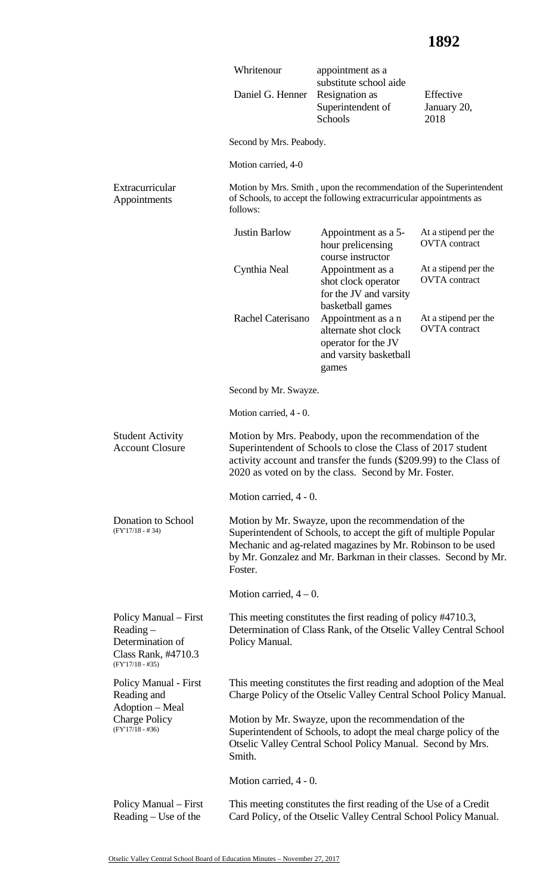| | | |
|---|---|---|
| Whritenour | appointment as a substitute school aide | |
| Daniel G. Henner | Resignation as Superintendent of Schools | Effective January 20, 2018 |

Second by Mrs. Peabody.

Motion carried, 4-0

**Extracurricular Appointments**

Motion by Mrs. Smith , upon the recommendation of the Superintendent of Schools, to accept the following extracurricular appointments as follows:

| | | |
|---|---|---|
| Justin Barlow | Appointment as a 5-hour prelicensing course instructor | At a stipend per the OVTA contract |
| Cynthia Neal | Appointment as a shot clock operator for the JV and varsity basketball games | At a stipend per the OVTA contract |
| Rachel Caterisano | Appointment as a n alternate shot clock operator for the JV and varsity basketball games | At a stipend per the OVTA contract |

Second by Mr. Swayze.

Motion carried, 4 - 0.

**Student Activity Account Closure**

Motion by Mrs. Peabody, upon the recommendation of the Superintendent of Schools to close the Class of 2017 student activity account and transfer the funds ($209.99) to the Class of 2020 as voted on by the class. Second by Mr. Foster.

Motion carried, 4 - 0.

**Donation to School** (FY'17/18 - # 34)

Motion by Mr. Swayze, upon the recommendation of the Superintendent of Schools, to accept the gift of multiple Popular Mechanic and ag-related magazines by Mr. Robinson to be used by Mr. Gonzalez and Mr. Barkman in their classes. Second by Mr. Foster.

Motion carried, 4 – 0.

**Policy Manual – First Reading – Determination of Class Rank, #4710.3** (FY'17/18 - #35)

This meeting constitutes the first reading of policy #4710.3, Determination of Class Rank, of the Otselic Valley Central School Policy Manual.

**Policy Manual - First Reading and Adoption – Meal Charge Policy** (FY'17/18 - #36)

This meeting constitutes the first reading and adoption of the Meal Charge Policy of the Otselic Valley Central School Policy Manual.

Motion by Mr. Swayze, upon the recommendation of the Superintendent of Schools, to adopt the meal charge policy of the Otselic Valley Central School Policy Manual. Second by Mrs. Smith.

Motion carried, 4 - 0.

**Policy Manual – First Reading – Use of the**

This meeting constitutes the first reading of the Use of a Credit Card Policy, of the Otselic Valley Central School Policy Manual.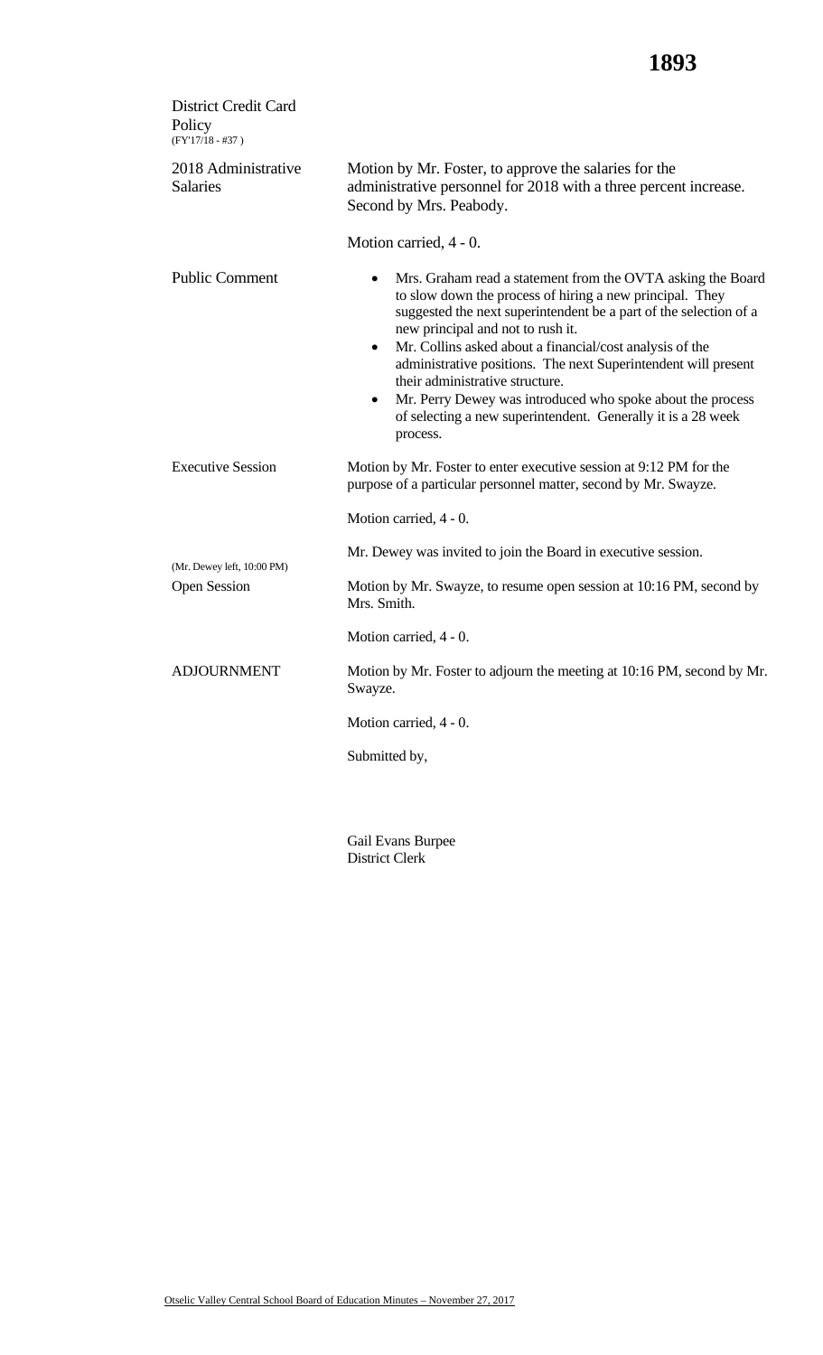District Credit Card Policy
(FY'17/18 - #37 )

**2018 Administrative Salaries**

Motion by Mr. Foster, to approve the salaries for the administrative personnel for 2018 with a three percent increase. Second by Mrs. Peabody.

Motion carried, 4 - 0.

**Public Comment**

- Mrs. Graham read a statement from the OVTA asking the Board to slow down the process of hiring a new principal. They suggested the next superintendent be a part of the selection of a new principal and not to rush it.
- Mr. Collins asked about a financial/cost analysis of the administrative positions. The next Superintendent will present their administrative structure.
- Mr. Perry Dewey was introduced who spoke about the process of selecting a new superintendent. Generally it is a 28 week process.

**Executive Session**

Motion by Mr. Foster to enter executive session at 9:12 PM for the purpose of a particular personnel matter, second by Mr. Swayze.

Motion carried, 4 - 0.

Mr. Dewey was invited to join the Board in executive session.

(Mr. Dewey left, 10:00 PM)

**Open Session**

Motion by Mr. Swayze, to resume open session at 10:16 PM, second by Mrs. Smith.

Motion carried, 4 - 0.

**ADJOURNMENT**

Motion by Mr. Foster to adjourn the meeting at 10:16 PM, second by Mr. Swayze.

Motion carried, 4 - 0.

Submitted by,

Gail Evans Burpee
District Clerk